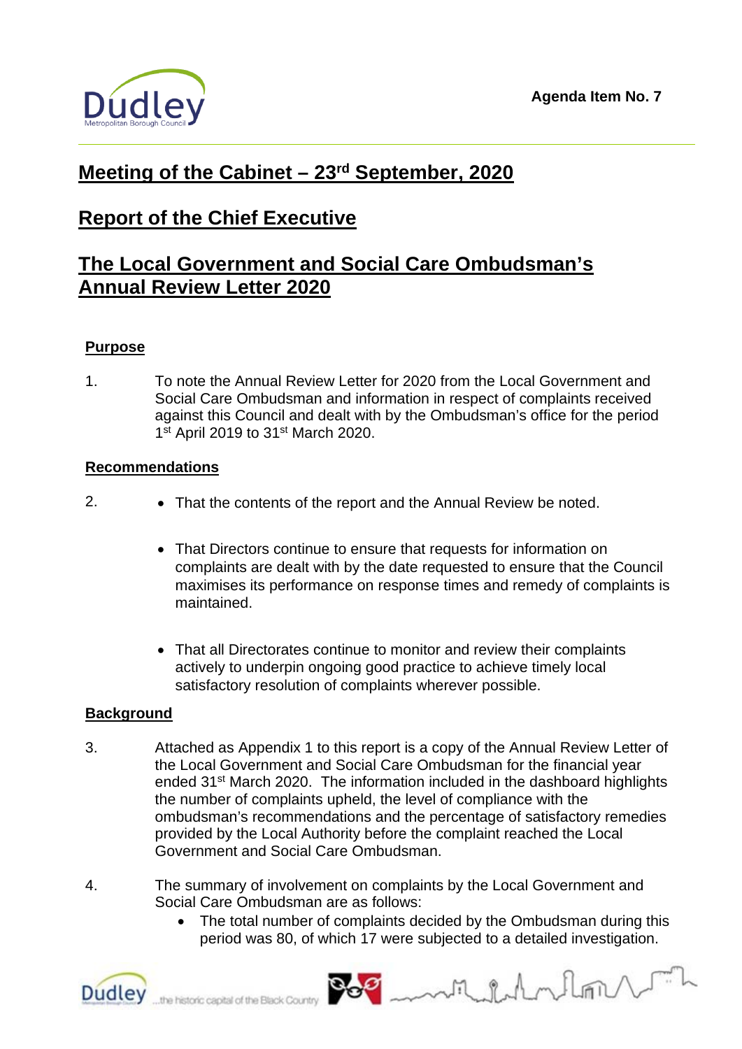Agenda Item No. 7

# Meeting of the Cabinet – 23rd September, 2020

# Report of the Chief Executive

# The Local Government and Social Care Ombudsman's Annual Review Letter 2020

## Purpose

1. To note the Annual Review Letter for 2020 from the Local Government and Social Care Ombudsman and information in respect of complaints received against this Council and dealt with by the Ombudsman's office for the period 1st April 2019 to 31st March 2020.

## Recommendations

2.
- That the contents of the report and the Annual Review be noted.
- That Directors continue to ensure that requests for information on complaints are dealt with by the date requested to ensure that the Council maximises its performance on response times and remedy of complaints is maintained.
- That all Directorates continue to monitor and review their complaints actively to underpin ongoing good practice to achieve timely local satisfactory resolution of complaints wherever possible.

## Background

3. Attached as Appendix 1 to this report is a copy of the Annual Review Letter of the Local Government and Social Care Ombudsman for the financial year ended 31st March 2020. The information included in the dashboard highlights the number of complaints upheld, the level of compliance with the ombudsman's recommendations and the percentage of satisfactory remedies provided by the Local Authority before the complaint reached the Local Government and Social Care Ombudsman.

4. The summary of involvement on complaints by the Local Government and Social Care Ombudsman are as follows:
   - The total number of complaints decided by the Ombudsman during this period was 80, of which 17 were subjected to a detailed investigation.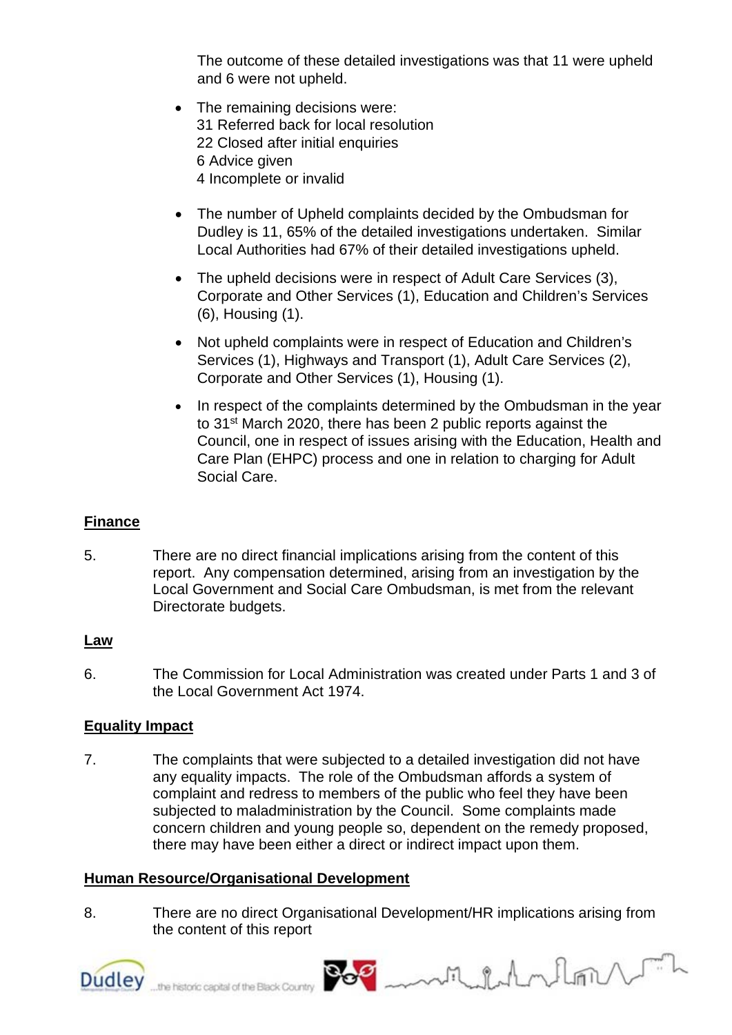The outcome of these detailed investigations was that 11 were upheld and 6 were not upheld.

- The remaining decisions were:
  31 Referred back for local resolution
  22 Closed after initial enquiries
  6 Advice given
  4 Incomplete or invalid

- The number of Upheld complaints decided by the Ombudsman for Dudley is 11, 65% of the detailed investigations undertaken. Similar Local Authorities had 67% of their detailed investigations upheld.

- The upheld decisions were in respect of Adult Care Services (3), Corporate and Other Services (1), Education and Children's Services (6), Housing (1).

- Not upheld complaints were in respect of Education and Children's Services (1), Highways and Transport (1), Adult Care Services (2), Corporate and Other Services (1), Housing (1).

- In respect of the complaints determined by the Ombudsman in the year to 31st March 2020, there has been 2 public reports against the Council, one in respect of issues arising with the Education, Health and Care Plan (EHPC) process and one in relation to charging for Adult Social Care.

**Finance**

5. There are no direct financial implications arising from the content of this report. Any compensation determined, arising from an investigation by the Local Government and Social Care Ombudsman, is met from the relevant Directorate budgets.

**Law**

6. The Commission for Local Administration was created under Parts 1 and 3 of the Local Government Act 1974.

**Equality Impact**

7. The complaints that were subjected to a detailed investigation did not have any equality impacts. The role of the Ombudsman affords a system of complaint and redress to members of the public who feel they have been subjected to maladministration by the Council. Some complaints made concern children and young people so, dependent on the remedy proposed, there may have been either a direct or indirect impact upon them.

**Human Resource/Organisational Development**

8. There are no direct Organisational Development/HR implications arising from the content of this report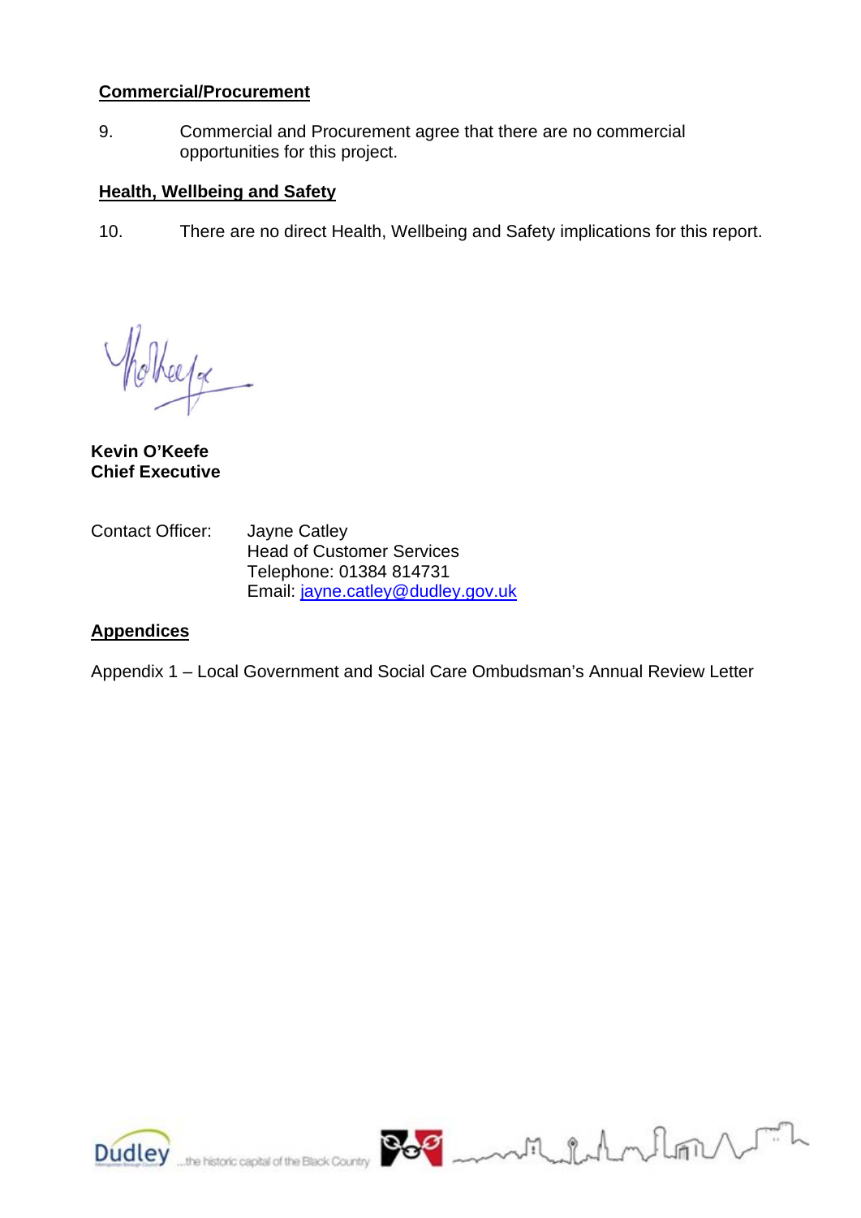## Commercial/Procurement

9. Commercial and Procurement agree that there are no commercial opportunities for this project.

## Health, Wellbeing and Safety

10. There are no direct Health, Wellbeing and Safety implications for this report.

**Kevin O'Keefe**
**Chief Executive**

Contact Officer: Jayne Catley
Head of Customer Services
Telephone: 01384 814731
Email: jayne.catley@dudley.gov.uk

## Appendices

Appendix 1 – Local Government and Social Care Ombudsman's Annual Review Letter